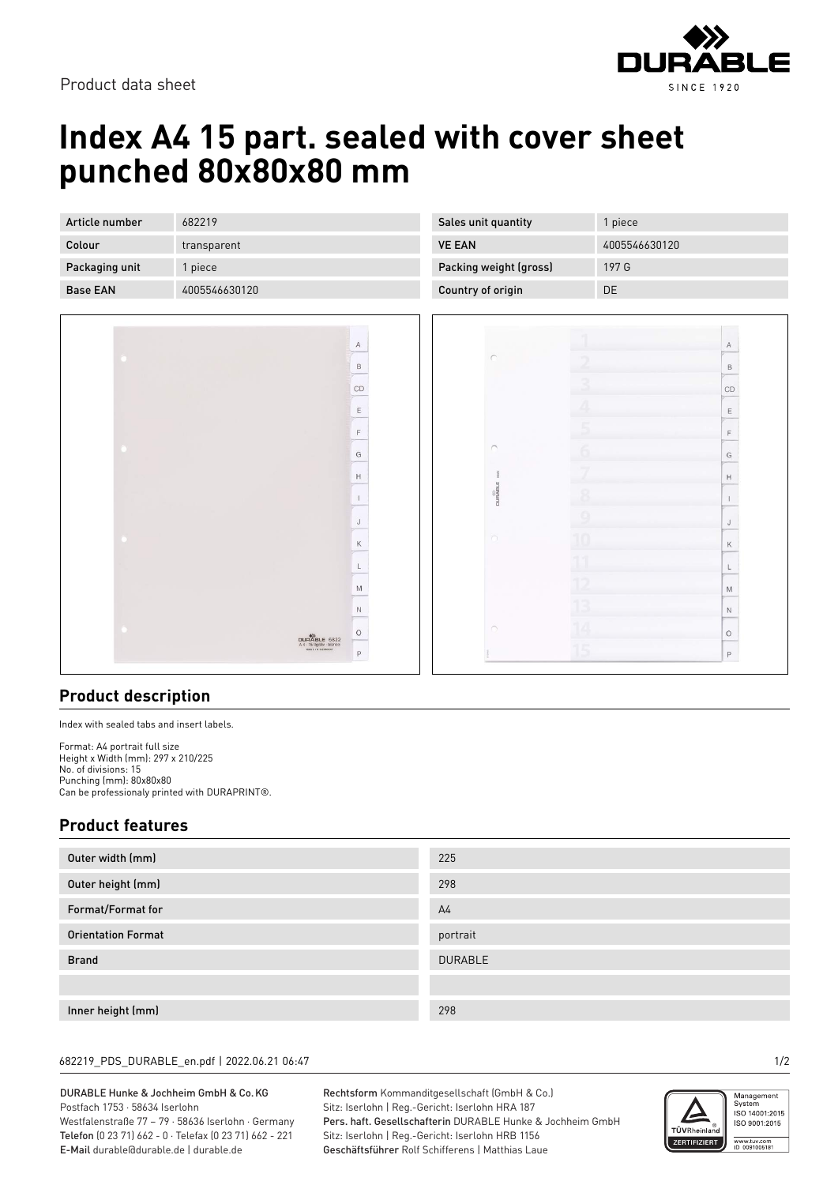Product data sheet

# Index A4 15 part. sealed with cover sheet punched 80x80x80 mm

| Article number | 682219 |
|---|---|
| Colour | transparent |
| Packaging unit | 1 piece |
| Base EAN | 4005546630120 |

| Sales unit quantity | 1 piece |
|---|---|
| VE EAN | 4005546630120 |
| Packing weight (gross) | 197 G |
| Country of origin | DE |

## Product description

Index with sealed tabs and insert labels.

Format: A4 portrait full size
Height x Width (mm): 297 x 210/225
No. of divisions: 15
Punching (mm): 80x80x80
Can be professionaly printed with DURAPRINT®.

## Product features

| Outer width (mm) | 225 |
|---|---|
| Outer height (mm) | 298 |
| Format/Format for | A4 |
| Orientation Format | portrait |
| Brand | DURABLE |
| | |
| Inner height (mm) | 298 |

682219_PDS_DURABLE_en.pdf | 2022.06.21 06:47

DURABLE Hunke & Jochheim GmbH & Co.KG
Postfach 1753 · 58634 Iserlohn
Westfalenstraße 77 – 79 · 58636 Iserlohn · Germany
**Telefon** (0 23 71) 662 - 0 · Telefax (0 23 71) 662 - 221
**E-Mail** durable@durable.de | durable.de

**Rechtsform** Kommanditgesellschaft (GmbH & Co.)
Sitz: Iserlohn | Reg.-Gericht: Iserlohn HRA 187
**Pers. haft. Gesellschafterin** DURABLE Hunke & Jochheim GmbH
Sitz: Iserlohn | Reg.-Gericht: Iserlohn HRB 1156
**Geschäftsführer** Rolf Schifferens | Matthias Laue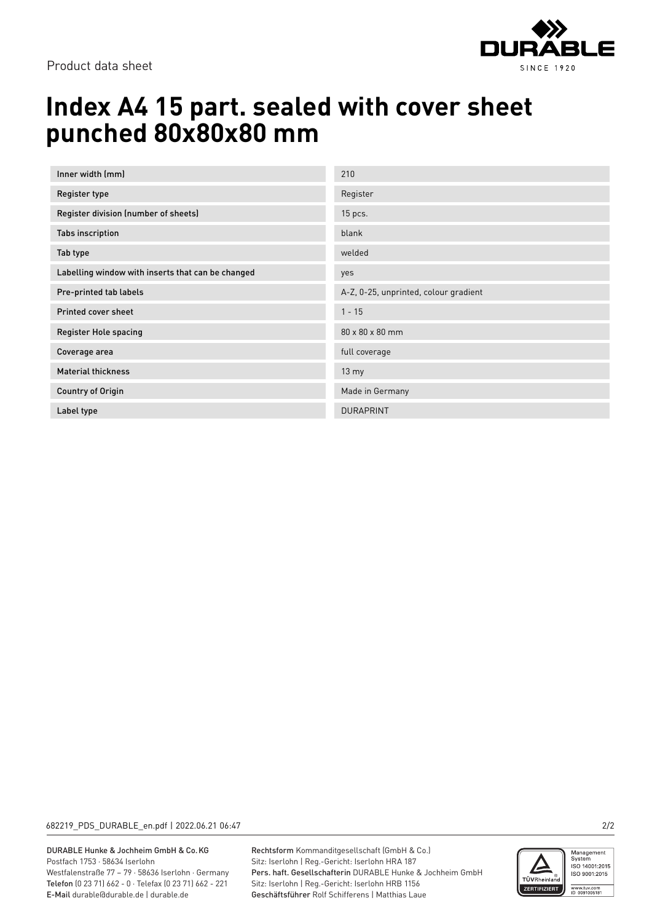Product data sheet

# Index A4 15 part. sealed with cover sheet punched 80x80x80 mm

| | |
|---|---|
| Inner width (mm) | 210 |
| Register type | Register |
| Register division (number of sheets) | 15 pcs. |
| Tabs inscription | blank |
| Tab type | welded |
| Labelling window with inserts that can be changed | yes |
| Pre-printed tab labels | A-Z, 0-25, unprinted, colour gradient |
| Printed cover sheet | 1 - 15 |
| Register Hole spacing | 80 x 80 x 80 mm |
| Coverage area | full coverage |
| Material thickness | 13 my |
| Country of Origin | Made in Germany |
| Label type | DURAPRINT |

682219_PDS_DURABLE_en.pdf | 2022.06.21 06:47

**DURABLE Hunke & Jochheim GmbH & Co. KG**
Postfach 1753 · 58634 Iserlohn
Westfalenstraße 77 – 79 · 58636 Iserlohn · Germany
**Telefon** (0 23 71) 662 - 0 · Telefax (0 23 71) 662 - 221
**E-Mail** durable@durable.de | durable.de

**Rechtsform** Kommanditgesellschaft (GmbH & Co.)
Sitz: Iserlohn | Reg.-Gericht: Iserlohn HRA 187
**Pers. haft. Gesellschafterin** DURABLE Hunke & Jochheim GmbH
Sitz: Iserlohn | Reg.-Gericht: Iserlohn HRB 1156
**Geschäftsführer** Rolf Schifferens | Matthias Laue

TÜVRheinland ZERTIFIZIERT
Management System ISO 14001:2015 ISO 9001:2015
www.tuv.com ID 0091006181